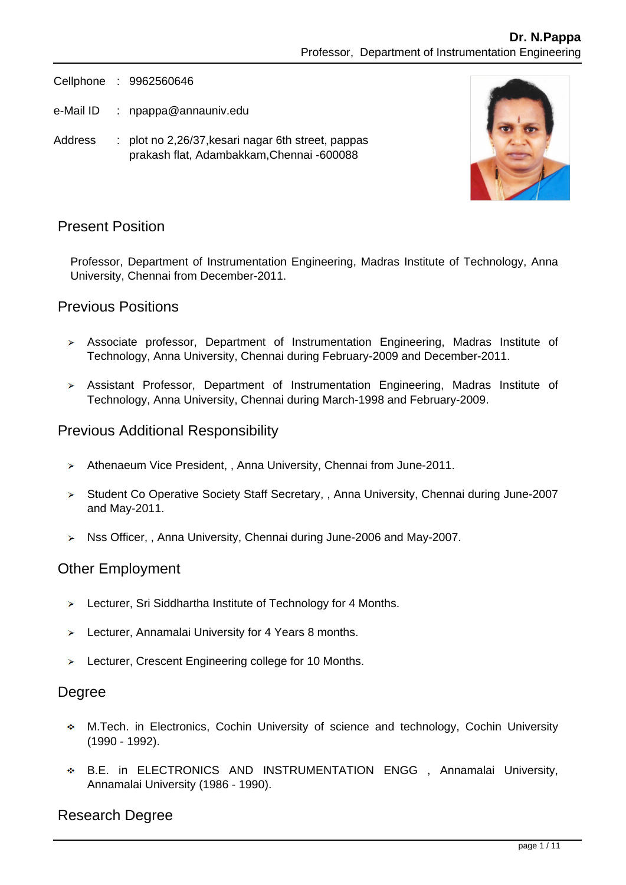**Dr. N.Pappa**
Professor, Department of Instrumentation Engineering

Cellphone : 9962560646

e-Mail ID : npappa@annauniv.edu

Address : plot no 2,26/37,kesari nagar 6th street, pappas prakash flat, Adambakkam,Chennai -600088

## Present Position

Professor, Department of Instrumentation Engineering, Madras Institute of Technology, Anna University, Chennai from December-2011.

## Previous Positions

- Associate professor, Department of Instrumentation Engineering, Madras Institute of Technology, Anna University, Chennai during February-2009 and December-2011.
- Assistant Professor, Department of Instrumentation Engineering, Madras Institute of Technology, Anna University, Chennai during March-1998 and February-2009.

## Previous Additional Responsibility

- Athenaeum Vice President, , Anna University, Chennai from June-2011.
- Student Co Operative Society Staff Secretary, , Anna University, Chennai during June-2007 and May-2011.
- Nss Officer, , Anna University, Chennai during June-2006 and May-2007.

## Other Employment

- Lecturer, Sri Siddhartha Institute of Technology for 4 Months.
- Lecturer, Annamalai University for 4 Years 8 months.
- Lecturer, Crescent Engineering college for 10 Months.

## Degree

- M.Tech. in Electronics, Cochin University of science and technology, Cochin University (1990 - 1992).
- B.E. in ELECTRONICS AND INSTRUMENTATION ENGG , Annamalai University, Annamalai University (1986 - 1990).

## Research Degree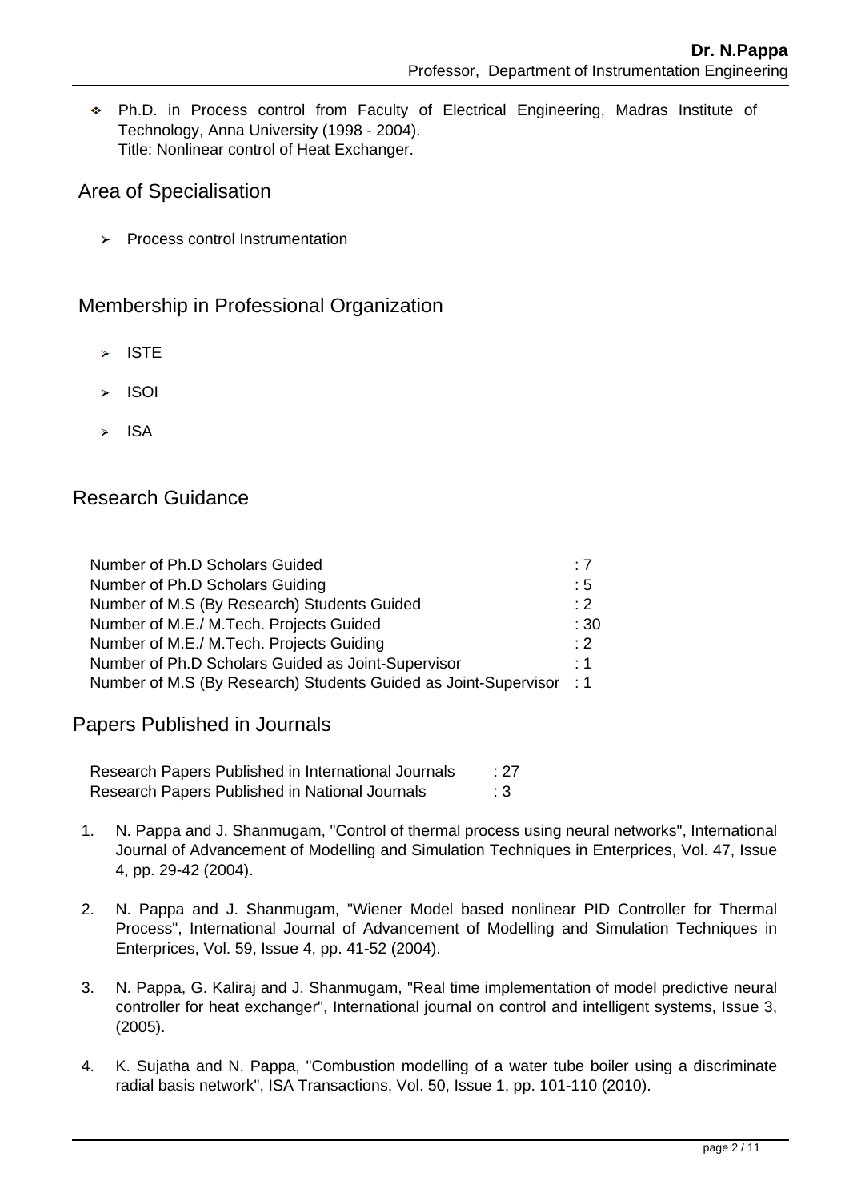- Ph.D. in Process control from Faculty of Electrical Engineering, Madras Institute of Technology, Anna University (1998 - 2004).
  Title: Nonlinear control of Heat Exchanger.

## Area of Specialisation

- Process control Instrumentation

## Membership in Professional Organization

- ISTE
- ISOI
- ISA

## Research Guidance

| | |
|---|---|
| Number of Ph.D Scholars Guided | : 7 |
| Number of Ph.D Scholars Guiding | : 5 |
| Number of M.S (By Research) Students Guided | : 2 |
| Number of M.E./ M.Tech. Projects Guided | : 30 |
| Number of M.E./ M.Tech. Projects Guiding | : 2 |
| Number of Ph.D Scholars Guided as Joint-Supervisor | : 1 |
| Number of M.S (By Research) Students Guided as Joint-Supervisor | : 1 |

## Papers Published in Journals

| | |
|---|---|
| Research Papers Published in International Journals | : 27 |
| Research Papers Published in National Journals | : 3 |

1. N. Pappa and J. Shanmugam, "Control of thermal process using neural networks", International Journal of Advancement of Modelling and Simulation Techniques in Enterprices, Vol. 47, Issue 4, pp. 29-42 (2004).

2. N. Pappa and J. Shanmugam, "Wiener Model based nonlinear PID Controller for Thermal Process", International Journal of Advancement of Modelling and Simulation Techniques in Enterprices, Vol. 59, Issue 4, pp. 41-52 (2004).

3. N. Pappa, G. Kaliraj and J. Shanmugam, "Real time implementation of model predictive neural controller for heat exchanger", International journal on control and intelligent systems, Issue 3, (2005).

4. K. Sujatha and N. Pappa, "Combustion modelling of a water tube boiler using a discriminate radial basis network", ISA Transactions, Vol. 50, Issue 1, pp. 101-110 (2010).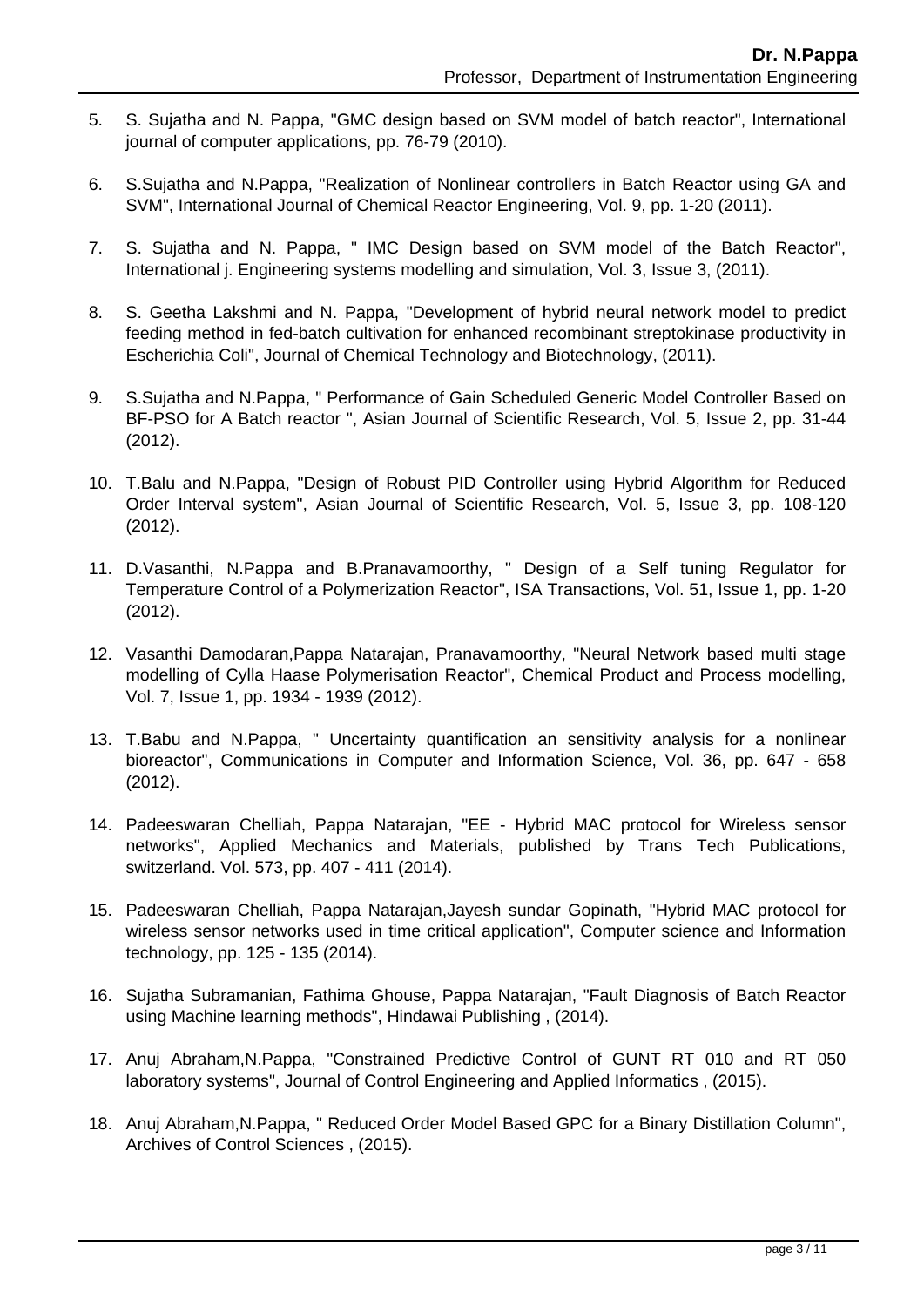5. S. Sujatha and N. Pappa, "GMC design based on SVM model of batch reactor", International journal of computer applications, pp. 76-79 (2010).

6. S.Sujatha and N.Pappa, "Realization of Nonlinear controllers in Batch Reactor using GA and SVM", International Journal of Chemical Reactor Engineering, Vol. 9, pp. 1-20 (2011).

7. S. Sujatha and N. Pappa, " IMC Design based on SVM model of the Batch Reactor", International j. Engineering systems modelling and simulation, Vol. 3, Issue 3, (2011).

8. S. Geetha Lakshmi and N. Pappa, "Development of hybrid neural network model to predict feeding method in fed-batch cultivation for enhanced recombinant streptokinase productivity in Escherichia Coli", Journal of Chemical Technology and Biotechnology, (2011).

9. S.Sujatha and N.Pappa, " Performance of Gain Scheduled Generic Model Controller Based on BF-PSO for A Batch reactor ", Asian Journal of Scientific Research, Vol. 5, Issue 2, pp. 31-44 (2012).

10. T.Balu and N.Pappa, "Design of Robust PID Controller using Hybrid Algorithm for Reduced Order Interval system", Asian Journal of Scientific Research, Vol. 5, Issue 3, pp. 108-120 (2012).

11. D.Vasanthi, N.Pappa and B.Pranavamoorthy, " Design of a Self tuning Regulator for Temperature Control of a Polymerization Reactor", ISA Transactions, Vol. 51, Issue 1, pp. 1-20 (2012).

12. Vasanthi Damodaran,Pappa Natarajan, Pranavamoorthy, "Neural Network based multi stage modelling of Cylla Haase Polymerisation Reactor", Chemical Product and Process modelling, Vol. 7, Issue 1, pp. 1934 - 1939 (2012).

13. T.Babu and N.Pappa, " Uncertainty quantification an sensitivity analysis for a nonlinear bioreactor", Communications in Computer and Information Science, Vol. 36, pp. 647 - 658 (2012).

14. Padeeswaran Chelliah, Pappa Natarajan, "EE - Hybrid MAC protocol for Wireless sensor networks", Applied Mechanics and Materials, published by Trans Tech Publications, switzerland. Vol. 573, pp. 407 - 411 (2014).

15. Padeeswaran Chelliah, Pappa Natarajan,Jayesh sundar Gopinath, "Hybrid MAC protocol for wireless sensor networks used in time critical application", Computer science and Information technology, pp. 125 - 135 (2014).

16. Sujatha Subramanian, Fathima Ghouse, Pappa Natarajan, "Fault Diagnosis of Batch Reactor using Machine learning methods", Hindawai Publishing , (2014).

17. Anuj Abraham,N.Pappa, "Constrained Predictive Control of GUNT RT 010 and RT 050 laboratory systems", Journal of Control Engineering and Applied Informatics , (2015).

18. Anuj Abraham,N.Pappa, " Reduced Order Model Based GPC for a Binary Distillation Column", Archives of Control Sciences , (2015).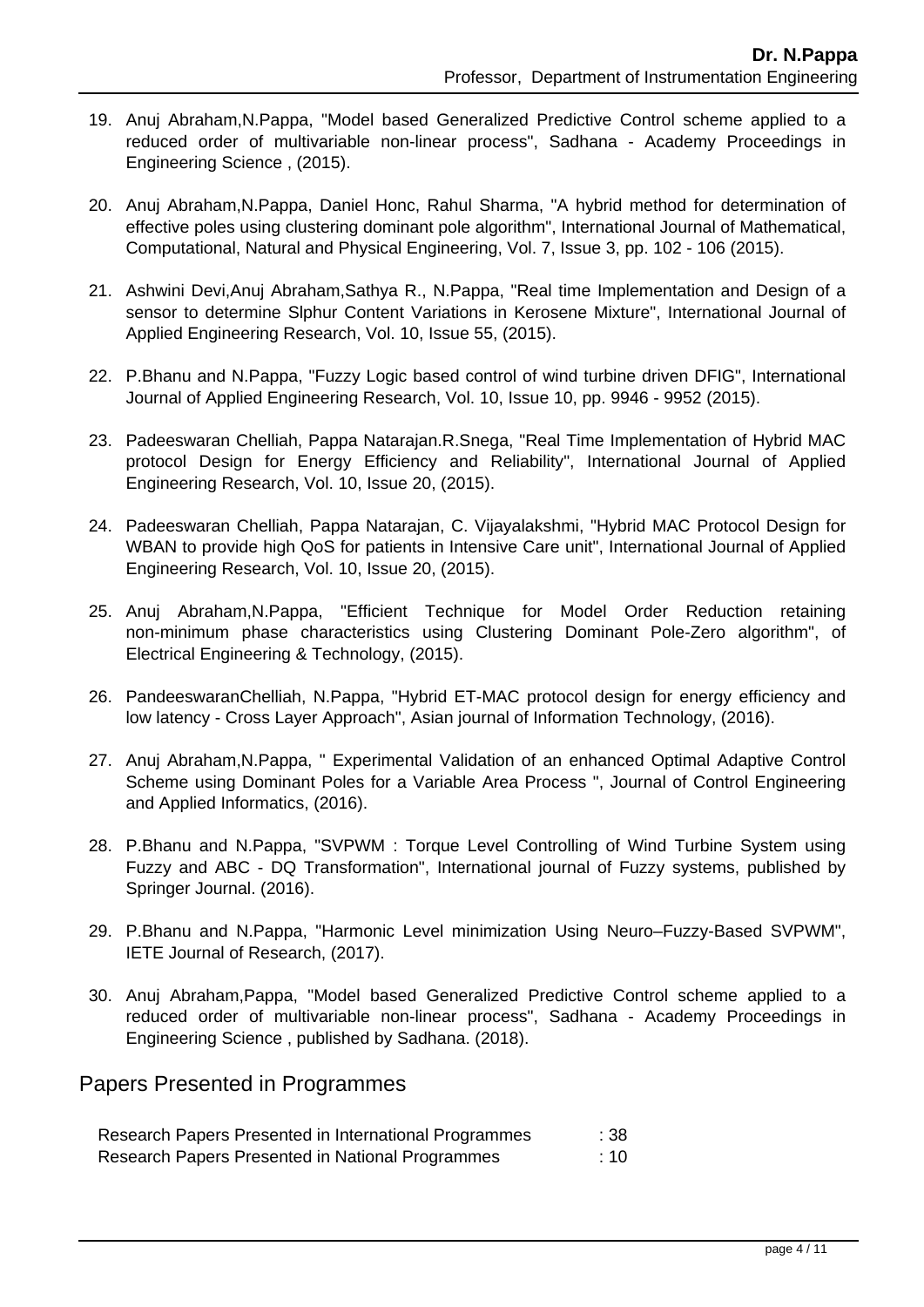19. Anuj Abraham,N.Pappa, "Model based Generalized Predictive Control scheme applied to a reduced order of multivariable non-linear process", Sadhana - Academy Proceedings in Engineering Science , (2015).

20. Anuj Abraham,N.Pappa, Daniel Honc, Rahul Sharma, "A hybrid method for determination of effective poles using clustering dominant pole algorithm", International Journal of Mathematical, Computational, Natural and Physical Engineering, Vol. 7, Issue 3, pp. 102 - 106 (2015).

21. Ashwini Devi,Anuj Abraham,Sathya R., N.Pappa, "Real time Implementation and Design of a sensor to determine Slphur Content Variations in Kerosene Mixture", International Journal of Applied Engineering Research, Vol. 10, Issue 55, (2015).

22. P.Bhanu and N.Pappa, "Fuzzy Logic based control of wind turbine driven DFIG", International Journal of Applied Engineering Research, Vol. 10, Issue 10, pp. 9946 - 9952 (2015).

23. Padeeswaran Chelliah, Pappa Natarajan.R.Snega, "Real Time Implementation of Hybrid MAC protocol Design for Energy Efficiency and Reliability", International Journal of Applied Engineering Research, Vol. 10, Issue 20, (2015).

24. Padeeswaran Chelliah, Pappa Natarajan, C. Vijayalakshmi, "Hybrid MAC Protocol Design for WBAN to provide high QoS for patients in Intensive Care unit", International Journal of Applied Engineering Research, Vol. 10, Issue 20, (2015).

25. Anuj Abraham,N.Pappa, "Efficient Technique for Model Order Reduction retaining non-minimum phase characteristics using Clustering Dominant Pole-Zero algorithm", of Electrical Engineering & Technology, (2015).

26. PandeeswaranChelliah, N.Pappa, "Hybrid ET-MAC protocol design for energy efficiency and low latency - Cross Layer Approach", Asian journal of Information Technology, (2016).

27. Anuj Abraham,N.Pappa, " Experimental Validation of an enhanced Optimal Adaptive Control Scheme using Dominant Poles for a Variable Area Process ", Journal of Control Engineering and Applied Informatics, (2016).

28. P.Bhanu and N.Pappa, "SVPWM : Torque Level Controlling of Wind Turbine System using Fuzzy and ABC - DQ Transformation", International journal of Fuzzy systems, published by Springer Journal. (2016).

29. P.Bhanu and N.Pappa, "Harmonic Level minimization Using Neuro–Fuzzy-Based SVPWM", IETE Journal of Research, (2017).

30. Anuj Abraham,Pappa, "Model based Generalized Predictive Control scheme applied to a reduced order of multivariable non-linear process", Sadhana - Academy Proceedings in Engineering Science , published by Sadhana. (2018).

## Papers Presented in Programmes

| | |
|---|---|
| Research Papers Presented in International Programmes | : 38 |
| Research Papers Presented in National Programmes | : 10 |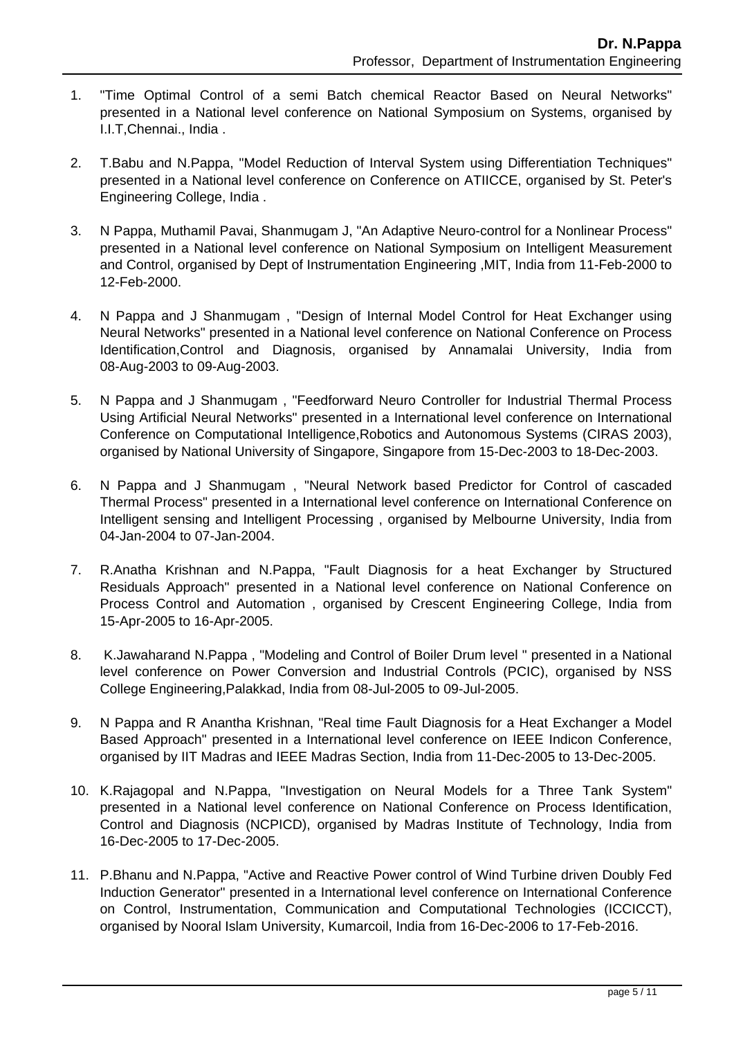1. "Time Optimal Control of a semi Batch chemical Reactor Based on Neural Networks" presented in a National level conference on National Symposium on Systems, organised by I.I.T,Chennai., India .

2. T.Babu and N.Pappa, "Model Reduction of Interval System using Differentiation Techniques" presented in a National level conference on Conference on ATIICCE, organised by St. Peter's Engineering College, India .

3. N Pappa, Muthamil Pavai, Shanmugam J, "An Adaptive Neuro-control for a Nonlinear Process" presented in a National level conference on National Symposium on Intelligent Measurement and Control, organised by Dept of Instrumentation Engineering ,MIT, India from 11-Feb-2000 to 12-Feb-2000.

4. N Pappa and J Shanmugam , "Design of Internal Model Control for Heat Exchanger using Neural Networks" presented in a National level conference on National Conference on Process Identification,Control and Diagnosis, organised by Annamalai University, India from 08-Aug-2003 to 09-Aug-2003.

5. N Pappa and J Shanmugam , "Feedforward Neuro Controller for Industrial Thermal Process Using Artificial Neural Networks" presented in a International level conference on International Conference on Computational Intelligence,Robotics and Autonomous Systems (CIRAS 2003), organised by National University of Singapore, Singapore from 15-Dec-2003 to 18-Dec-2003.

6. N Pappa and J Shanmugam , "Neural Network based Predictor for Control of cascaded Thermal Process" presented in a International level conference on International Conference on Intelligent sensing and Intelligent Processing , organised by Melbourne University, India from 04-Jan-2004 to 07-Jan-2004.

7. R.Anatha Krishnan and N.Pappa, "Fault Diagnosis for a heat Exchanger by Structured Residuals Approach" presented in a National level conference on National Conference on Process Control and Automation , organised by Crescent Engineering College, India from 15-Apr-2005 to 16-Apr-2005.

8. K.Jawaharand N.Pappa , "Modeling and Control of Boiler Drum level " presented in a National level conference on Power Conversion and Industrial Controls (PCIC), organised by NSS College Engineering,Palakkad, India from 08-Jul-2005 to 09-Jul-2005.

9. N Pappa and R Anantha Krishnan, "Real time Fault Diagnosis for a Heat Exchanger a Model Based Approach" presented in a International level conference on IEEE Indicon Conference, organised by IIT Madras and IEEE Madras Section, India from 11-Dec-2005 to 13-Dec-2005.

10. K.Rajagopal and N.Pappa, "Investigation on Neural Models for a Three Tank System" presented in a National level conference on National Conference on Process Identification, Control and Diagnosis (NCPICD), organised by Madras Institute of Technology, India from 16-Dec-2005 to 17-Dec-2005.

11. P.Bhanu and N.Pappa, "Active and Reactive Power control of Wind Turbine driven Doubly Fed Induction Generator" presented in a International level conference on International Conference on Control, Instrumentation, Communication and Computational Technologies (ICCICCT), organised by Nooral Islam University, Kumarcoil, India from 16-Dec-2006 to 17-Feb-2016.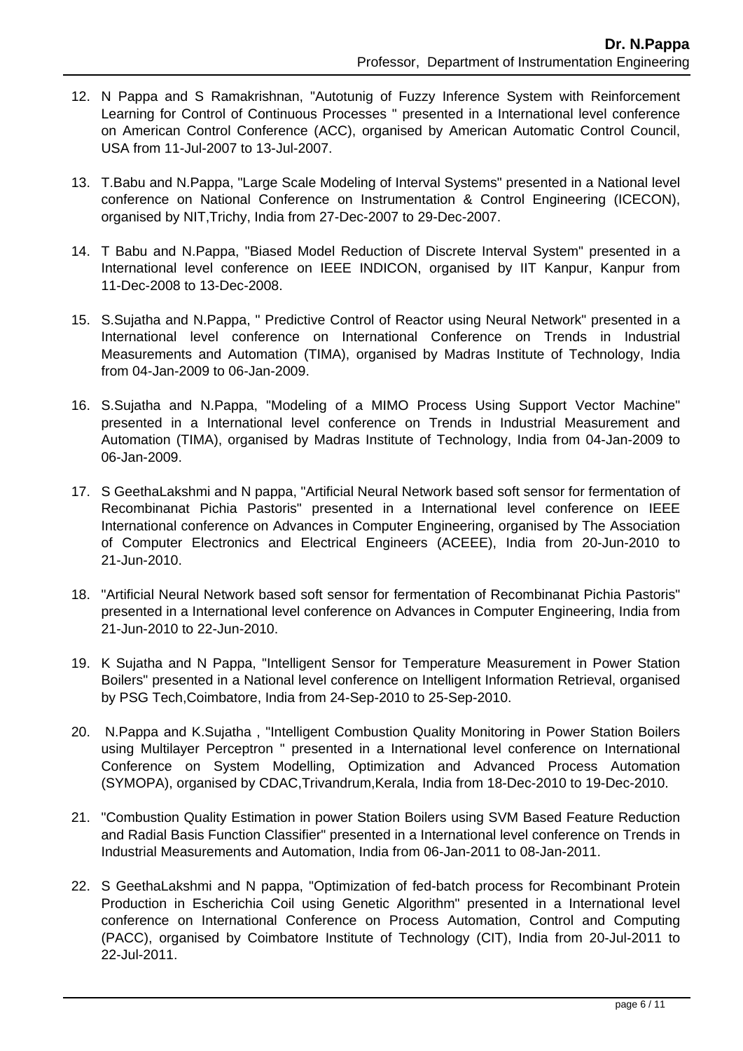12. N Pappa and S Ramakrishnan, "Autotunig of Fuzzy Inference System with Reinforcement Learning for Control of Continuous Processes " presented in a International level conference on American Control Conference (ACC), organised by American Automatic Control Council, USA from 11-Jul-2007 to 13-Jul-2007.

13. T.Babu and N.Pappa, "Large Scale Modeling of Interval Systems" presented in a National level conference on National Conference on Instrumentation & Control Engineering (ICECON), organised by NIT,Trichy, India from 27-Dec-2007 to 29-Dec-2007.

14. T Babu and N.Pappa, "Biased Model Reduction of Discrete Interval System" presented in a International level conference on IEEE INDICON, organised by IIT Kanpur, Kanpur from 11-Dec-2008 to 13-Dec-2008.

15. S.Sujatha and N.Pappa, " Predictive Control of Reactor using Neural Network" presented in a International level conference on International Conference on Trends in Industrial Measurements and Automation (TIMA), organised by Madras Institute of Technology, India from 04-Jan-2009 to 06-Jan-2009.

16. S.Sujatha and N.Pappa, "Modeling of a MIMO Process Using Support Vector Machine" presented in a International level conference on Trends in Industrial Measurement and Automation (TIMA), organised by Madras Institute of Technology, India from 04-Jan-2009 to 06-Jan-2009.

17. S GeethaLakshmi and N pappa, "Artificial Neural Network based soft sensor for fermentation of Recombinanat Pichia Pastoris" presented in a International level conference on IEEE International conference on Advances in Computer Engineering, organised by The Association of Computer Electronics and Electrical Engineers (ACEEE), India from 20-Jun-2010 to 21-Jun-2010.

18. "Artificial Neural Network based soft sensor for fermentation of Recombinanat Pichia Pastoris" presented in a International level conference on Advances in Computer Engineering, India from 21-Jun-2010 to 22-Jun-2010.

19. K Sujatha and N Pappa, "Intelligent Sensor for Temperature Measurement in Power Station Boilers" presented in a National level conference on Intelligent Information Retrieval, organised by PSG Tech,Coimbatore, India from 24-Sep-2010 to 25-Sep-2010.

20. N.Pappa and K.Sujatha , "Intelligent Combustion Quality Monitoring in Power Station Boilers using Multilayer Perceptron " presented in a International level conference on International Conference on System Modelling, Optimization and Advanced Process Automation (SYMOPA), organised by CDAC,Trivandrum,Kerala, India from 18-Dec-2010 to 19-Dec-2010.

21. "Combustion Quality Estimation in power Station Boilers using SVM Based Feature Reduction and Radial Basis Function Classifier" presented in a International level conference on Trends in Industrial Measurements and Automation, India from 06-Jan-2011 to 08-Jan-2011.

22. S GeethaLakshmi and N pappa, "Optimization of fed-batch process for Recombinant Protein Production in Escherichia Coil using Genetic Algorithm" presented in a International level conference on International Conference on Process Automation, Control and Computing (PACC), organised by Coimbatore Institute of Technology (CIT), India from 20-Jul-2011 to 22-Jul-2011.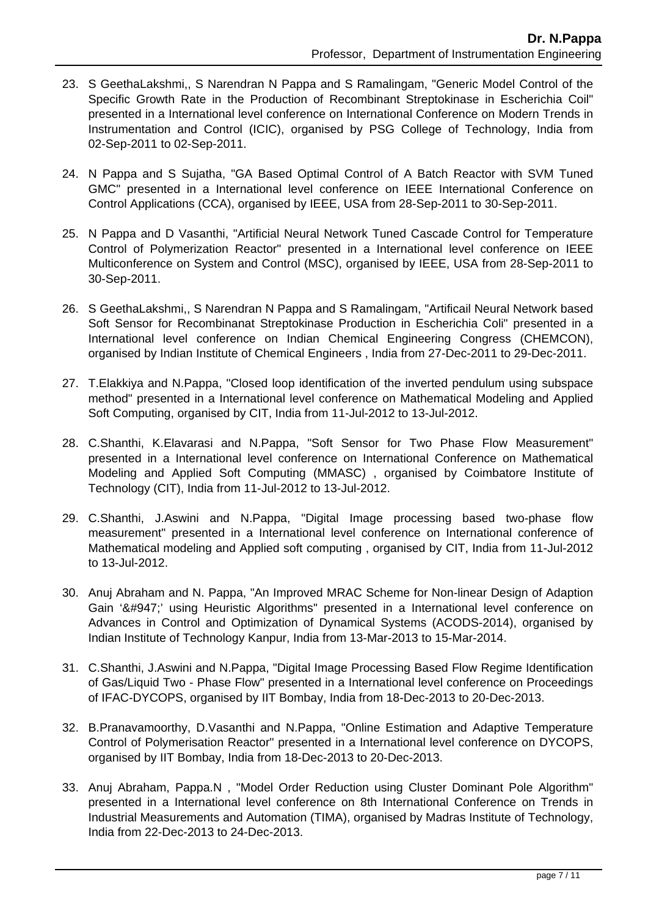23. S GeethaLakshmi,, S Narendran N Pappa and S Ramalingam, "Generic Model Control of the Specific Growth Rate in the Production of Recombinant Streptokinase in Escherichia Coil" presented in a International level conference on International Conference on Modern Trends in Instrumentation and Control (ICIC), organised by PSG College of Technology, India from 02-Sep-2011 to 02-Sep-2011.

24. N Pappa and S Sujatha, "GA Based Optimal Control of A Batch Reactor with SVM Tuned GMC" presented in a International level conference on IEEE International Conference on Control Applications (CCA), organised by IEEE, USA from 28-Sep-2011 to 30-Sep-2011.

25. N Pappa and D Vasanthi, "Artificial Neural Network Tuned Cascade Control for Temperature Control of Polymerization Reactor" presented in a International level conference on IEEE Multiconference on System and Control (MSC), organised by IEEE, USA from 28-Sep-2011 to 30-Sep-2011.

26. S GeethaLakshmi,, S Narendran N Pappa and S Ramalingam, "Artificail Neural Network based Soft Sensor for Recombinanat Streptokinase Production in Escherichia Coli" presented in a International level conference on Indian Chemical Engineering Congress (CHEMCON), organised by Indian Institute of Chemical Engineers , India from 27-Dec-2011 to 29-Dec-2011.

27. T.Elakkiya and N.Pappa, "Closed loop identification of the inverted pendulum using subspace method" presented in a International level conference on Mathematical Modeling and Applied Soft Computing, organised by CIT, India from 11-Jul-2012 to 13-Jul-2012.

28. C.Shanthi, K.Elavarasi and N.Pappa, "Soft Sensor for Two Phase Flow Measurement" presented in a International level conference on International Conference on Mathematical Modeling and Applied Soft Computing (MMASC) , organised by Coimbatore Institute of Technology (CIT), India from 11-Jul-2012 to 13-Jul-2012.

29. C.Shanthi, J.Aswini and N.Pappa, "Digital Image processing based two-phase flow measurement" presented in a International level conference on International conference of Mathematical modeling and Applied soft computing , organised by CIT, India from 11-Jul-2012 to 13-Jul-2012.

30. Anuj Abraham and N. Pappa, "An Improved MRAC Scheme for Non-linear Design of Adaption Gain '&#947;' using Heuristic Algorithms" presented in a International level conference on Advances in Control and Optimization of Dynamical Systems (ACODS-2014), organised by Indian Institute of Technology Kanpur, India from 13-Mar-2013 to 15-Mar-2014.

31. C.Shanthi, J.Aswini and N.Pappa, "Digital Image Processing Based Flow Regime Identification of Gas/Liquid Two - Phase Flow" presented in a International level conference on Proceedings of IFAC-DYCOPS, organised by IIT Bombay, India from 18-Dec-2013 to 20-Dec-2013.

32. B.Pranavamoorthy, D.Vasanthi and N.Pappa, "Online Estimation and Adaptive Temperature Control of Polymerisation Reactor" presented in a International level conference on DYCOPS, organised by IIT Bombay, India from 18-Dec-2013 to 20-Dec-2013.

33. Anuj Abraham, Pappa.N , "Model Order Reduction using Cluster Dominant Pole Algorithm" presented in a International level conference on 8th International Conference on Trends in Industrial Measurements and Automation (TIMA), organised by Madras Institute of Technology, India from 22-Dec-2013 to 24-Dec-2013.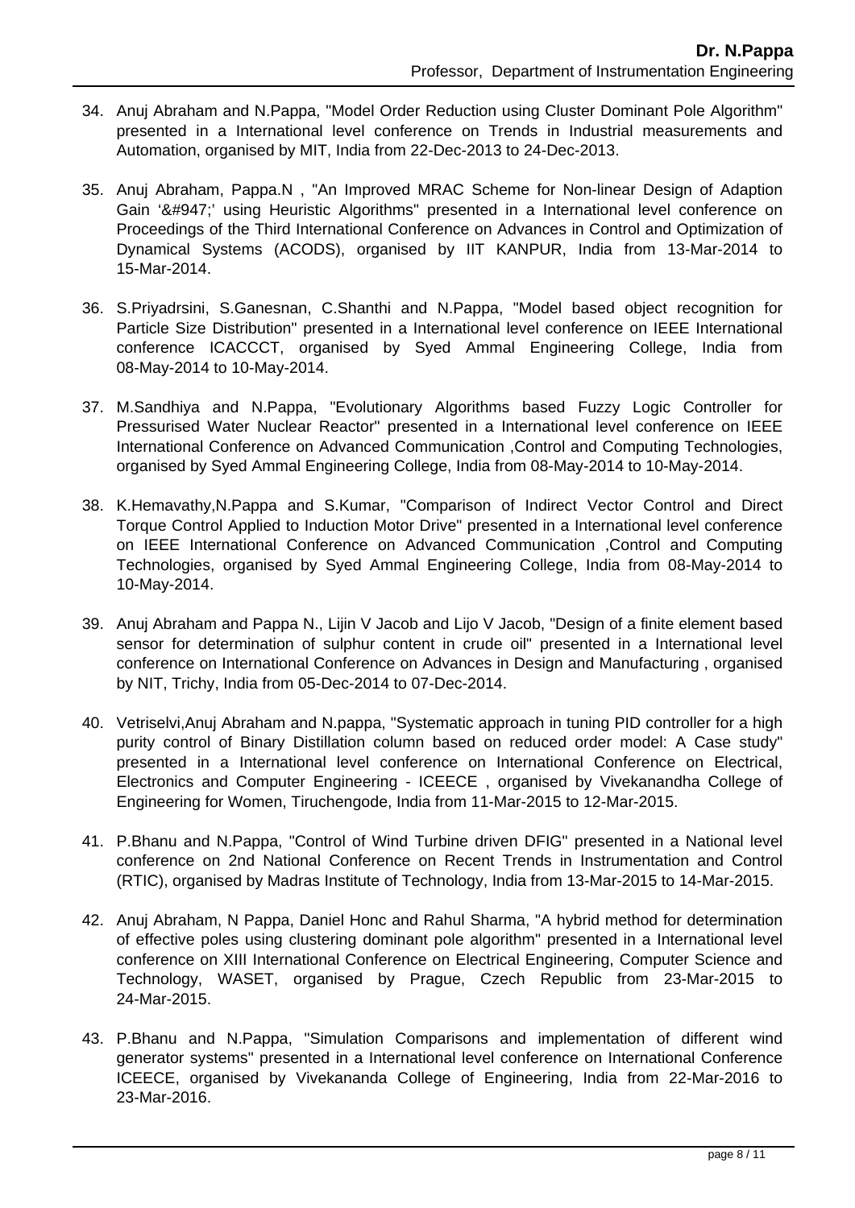34. Anuj Abraham and N.Pappa, "Model Order Reduction using Cluster Dominant Pole Algorithm" presented in a International level conference on Trends in Industrial measurements and Automation, organised by MIT, India from 22-Dec-2013 to 24-Dec-2013.

35. Anuj Abraham, Pappa.N , "An Improved MRAC Scheme for Non-linear Design of Adaption Gain '&#947;' using Heuristic Algorithms" presented in a International level conference on Proceedings of the Third International Conference on Advances in Control and Optimization of Dynamical Systems (ACODS), organised by IIT KANPUR, India from 13-Mar-2014 to 15-Mar-2014.

36. S.Priyadrsini, S.Ganesnan, C.Shanthi and N.Pappa, "Model based object recognition for Particle Size Distribution" presented in a International level conference on IEEE International conference ICACCCT, organised by Syed Ammal Engineering College, India from 08-May-2014 to 10-May-2014.

37. M.Sandhiya and N.Pappa, "Evolutionary Algorithms based Fuzzy Logic Controller for Pressurised Water Nuclear Reactor" presented in a International level conference on IEEE International Conference on Advanced Communication ,Control and Computing Technologies, organised by Syed Ammal Engineering College, India from 08-May-2014 to 10-May-2014.

38. K.Hemavathy,N.Pappa and S.Kumar, "Comparison of Indirect Vector Control and Direct Torque Control Applied to Induction Motor Drive" presented in a International level conference on IEEE International Conference on Advanced Communication ,Control and Computing Technologies, organised by Syed Ammal Engineering College, India from 08-May-2014 to 10-May-2014.

39. Anuj Abraham and Pappa N., Lijin V Jacob and Lijo V Jacob, "Design of a finite element based sensor for determination of sulphur content in crude oil" presented in a International level conference on International Conference on Advances in Design and Manufacturing , organised by NIT, Trichy, India from 05-Dec-2014 to 07-Dec-2014.

40. Vetriselvi,Anuj Abraham and N.pappa, "Systematic approach in tuning PID controller for a high purity control of Binary Distillation column based on reduced order model: A Case study" presented in a International level conference on International Conference on Electrical, Electronics and Computer Engineering - ICEECE , organised by Vivekanandha College of Engineering for Women, Tiruchengode, India from 11-Mar-2015 to 12-Mar-2015.

41. P.Bhanu and N.Pappa, "Control of Wind Turbine driven DFIG" presented in a National level conference on 2nd National Conference on Recent Trends in Instrumentation and Control (RTIC), organised by Madras Institute of Technology, India from 13-Mar-2015 to 14-Mar-2015.

42. Anuj Abraham, N Pappa, Daniel Honc and Rahul Sharma, "A hybrid method for determination of effective poles using clustering dominant pole algorithm" presented in a International level conference on XIII International Conference on Electrical Engineering, Computer Science and Technology, WASET, organised by Prague, Czech Republic from 23-Mar-2015 to 24-Mar-2015.

43. P.Bhanu and N.Pappa, "Simulation Comparisons and implementation of different wind generator systems" presented in a International level conference on International Conference ICEECE, organised by Vivekananda College of Engineering, India from 22-Mar-2016 to 23-Mar-2016.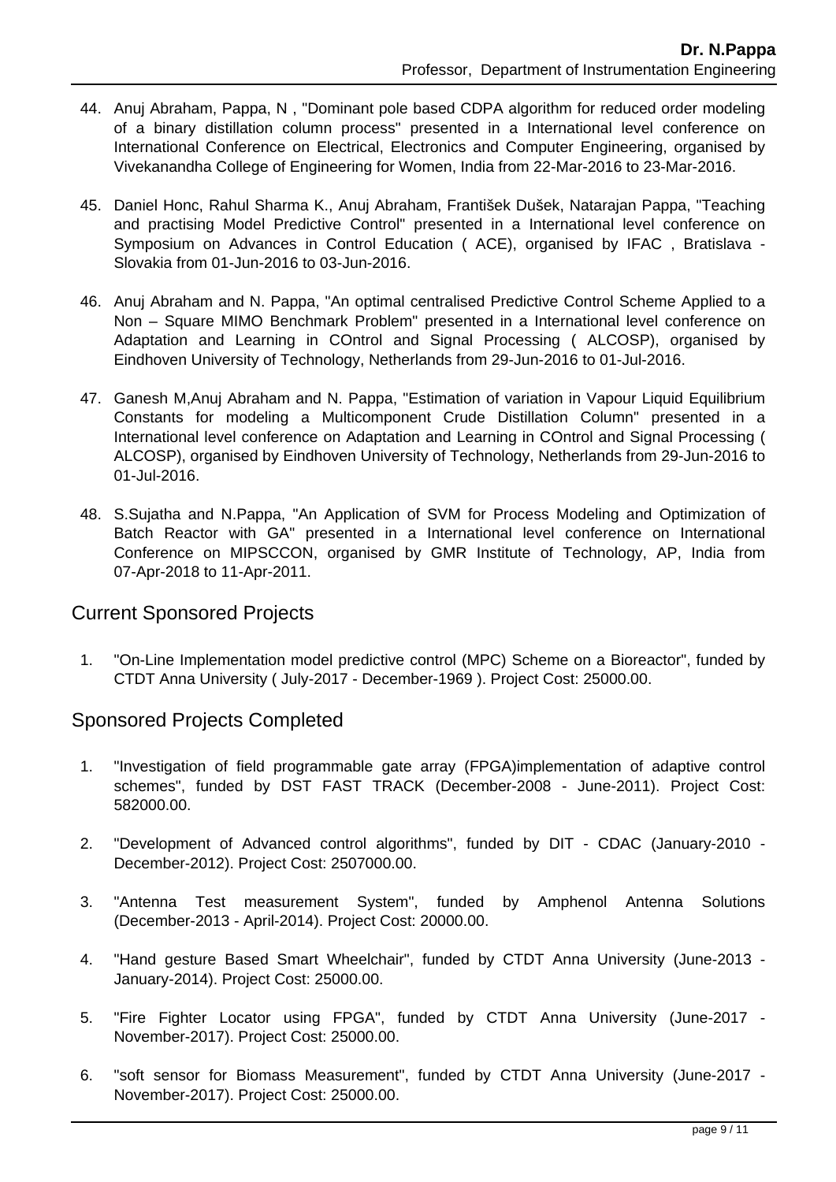44. Anuj Abraham, Pappa, N , "Dominant pole based CDPA algorithm for reduced order modeling of a binary distillation column process" presented in a International level conference on International Conference on Electrical, Electronics and Computer Engineering, organised by Vivekanandha College of Engineering for Women, India from 22-Mar-2016 to 23-Mar-2016.

45. Daniel Honc, Rahul Sharma K., Anuj Abraham, František Dušek, Natarajan Pappa, "Teaching and practising Model Predictive Control" presented in a International level conference on Symposium on Advances in Control Education ( ACE), organised by IFAC , Bratislava - Slovakia from 01-Jun-2016 to 03-Jun-2016.

46. Anuj Abraham and N. Pappa, "An optimal centralised Predictive Control Scheme Applied to a Non – Square MIMO Benchmark Problem" presented in a International level conference on Adaptation and Learning in COntrol and Signal Processing ( ALCOSP), organised by Eindhoven University of Technology, Netherlands from 29-Jun-2016 to 01-Jul-2016.

47. Ganesh M,Anuj Abraham and N. Pappa, "Estimation of variation in Vapour Liquid Equilibrium Constants for modeling a Multicomponent Crude Distillation Column" presented in a International level conference on Adaptation and Learning in COntrol and Signal Processing ( ALCOSP), organised by Eindhoven University of Technology, Netherlands from 29-Jun-2016 to 01-Jul-2016.

48. S.Sujatha and N.Pappa, "An Application of SVM for Process Modeling and Optimization of Batch Reactor with GA" presented in a International level conference on International Conference on MIPSCCON, organised by GMR Institute of Technology, AP, India from 07-Apr-2018 to 11-Apr-2011.

## Current Sponsored Projects

1. "On-Line Implementation model predictive control (MPC) Scheme on a Bioreactor", funded by CTDT Anna University ( July-2017 - December-1969 ). Project Cost: 25000.00.

## Sponsored Projects Completed

1. "Investigation of field programmable gate array (FPGA)implementation of adaptive control schemes", funded by DST FAST TRACK (December-2008 - June-2011). Project Cost: 582000.00.

2. "Development of Advanced control algorithms", funded by DIT - CDAC (January-2010 - December-2012). Project Cost: 2507000.00.

3. "Antenna Test measurement System", funded by Amphenol Antenna Solutions (December-2013 - April-2014). Project Cost: 20000.00.

4. "Hand gesture Based Smart Wheelchair", funded by CTDT Anna University (June-2013 - January-2014). Project Cost: 25000.00.

5. "Fire Fighter Locator using FPGA", funded by CTDT Anna University (June-2017 - November-2017). Project Cost: 25000.00.

6. "soft sensor for Biomass Measurement", funded by CTDT Anna University (June-2017 - November-2017). Project Cost: 25000.00.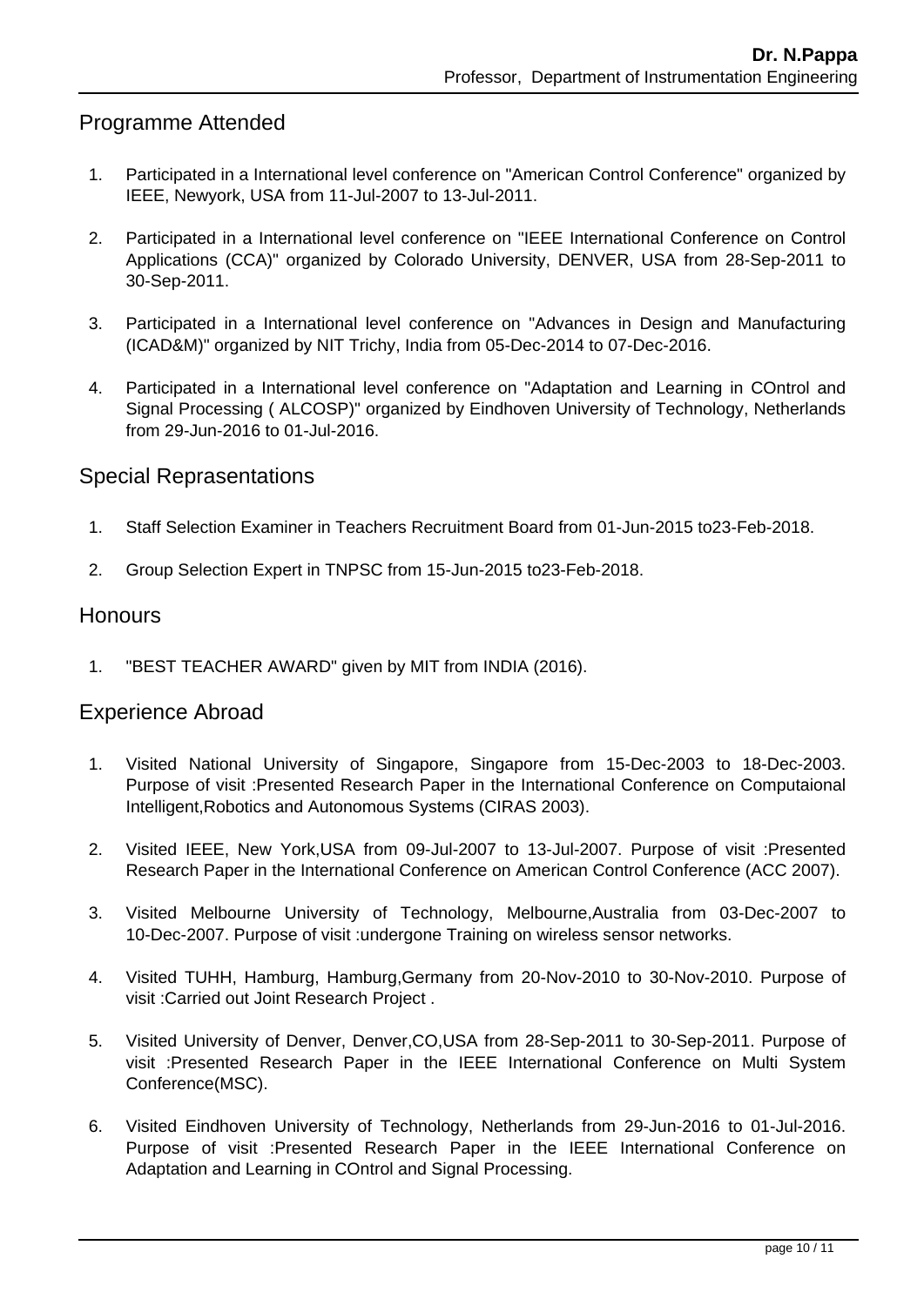## Programme Attended

1. Participated in a International level conference on "American Control Conference" organized by IEEE, Newyork, USA from 11-Jul-2007 to 13-Jul-2011.
2. Participated in a International level conference on "IEEE International Conference on Control Applications (CCA)" organized by Colorado University, DENVER, USA from 28-Sep-2011 to 30-Sep-2011.
3. Participated in a International level conference on "Advances in Design and Manufacturing (ICAD&M)" organized by NIT Trichy, India from 05-Dec-2014 to 07-Dec-2016.
4. Participated in a International level conference on "Adaptation and Learning in COntrol and Signal Processing ( ALCOSP)" organized by Eindhoven University of Technology, Netherlands from 29-Jun-2016 to 01-Jul-2016.

## Special Reprasentations

1. Staff Selection Examiner in Teachers Recruitment Board from 01-Jun-2015 to23-Feb-2018.
2. Group Selection Expert in TNPSC from 15-Jun-2015 to23-Feb-2018.

## Honours

1. "BEST TEACHER AWARD" given by MIT from INDIA (2016).

## Experience Abroad

1. Visited National University of Singapore, Singapore from 15-Dec-2003 to 18-Dec-2003. Purpose of visit :Presented Research Paper in the International Conference on Computaional Intelligent,Robotics and Autonomous Systems (CIRAS 2003).
2. Visited IEEE, New York,USA from 09-Jul-2007 to 13-Jul-2007. Purpose of visit :Presented Research Paper in the International Conference on American Control Conference (ACC 2007).
3. Visited Melbourne University of Technology, Melbourne,Australia from 03-Dec-2007 to 10-Dec-2007. Purpose of visit :undergone Training on wireless sensor networks.
4. Visited TUHH, Hamburg, Hamburg,Germany from 20-Nov-2010 to 30-Nov-2010. Purpose of visit :Carried out Joint Research Project .
5. Visited University of Denver, Denver,CO,USA from 28-Sep-2011 to 30-Sep-2011. Purpose of visit :Presented Research Paper in the IEEE International Conference on Multi System Conference(MSC).
6. Visited Eindhoven University of Technology, Netherlands from 29-Jun-2016 to 01-Jul-2016. Purpose of visit :Presented Research Paper in the IEEE International Conference on Adaptation and Learning in COntrol and Signal Processing.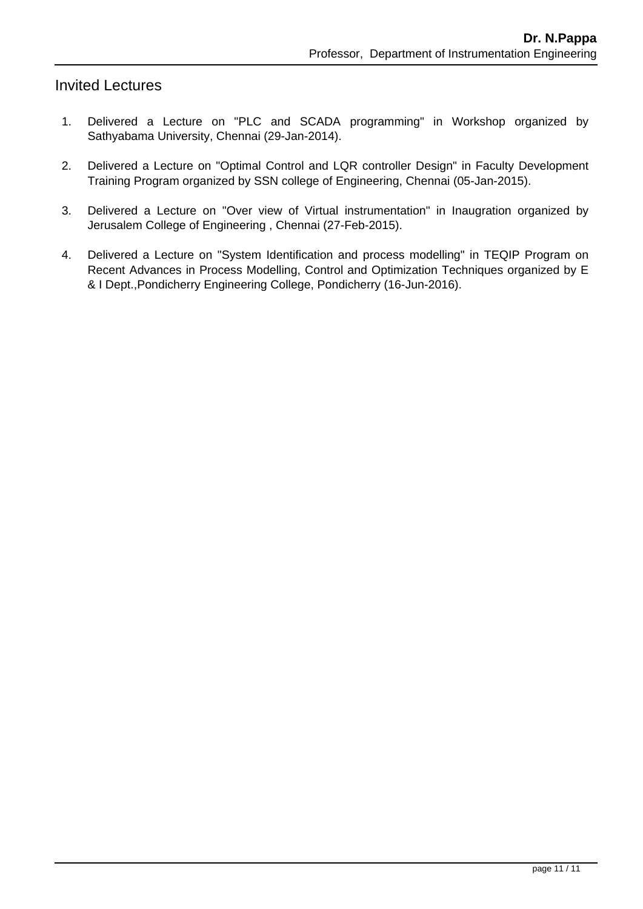## Invited Lectures

1. Delivered a Lecture on "PLC and SCADA programming" in Workshop organized by Sathyabama University, Chennai (29-Jan-2014).

2. Delivered a Lecture on "Optimal Control and LQR controller Design" in Faculty Development Training Program organized by SSN college of Engineering, Chennai (05-Jan-2015).

3. Delivered a Lecture on "Over view of Virtual instrumentation" in Inaugration organized by Jerusalem College of Engineering , Chennai (27-Feb-2015).

4. Delivered a Lecture on "System Identification and process modelling" in TEQIP Program on Recent Advances in Process Modelling, Control and Optimization Techniques organized by E & I Dept.,Pondicherry Engineering College, Pondicherry (16-Jun-2016).